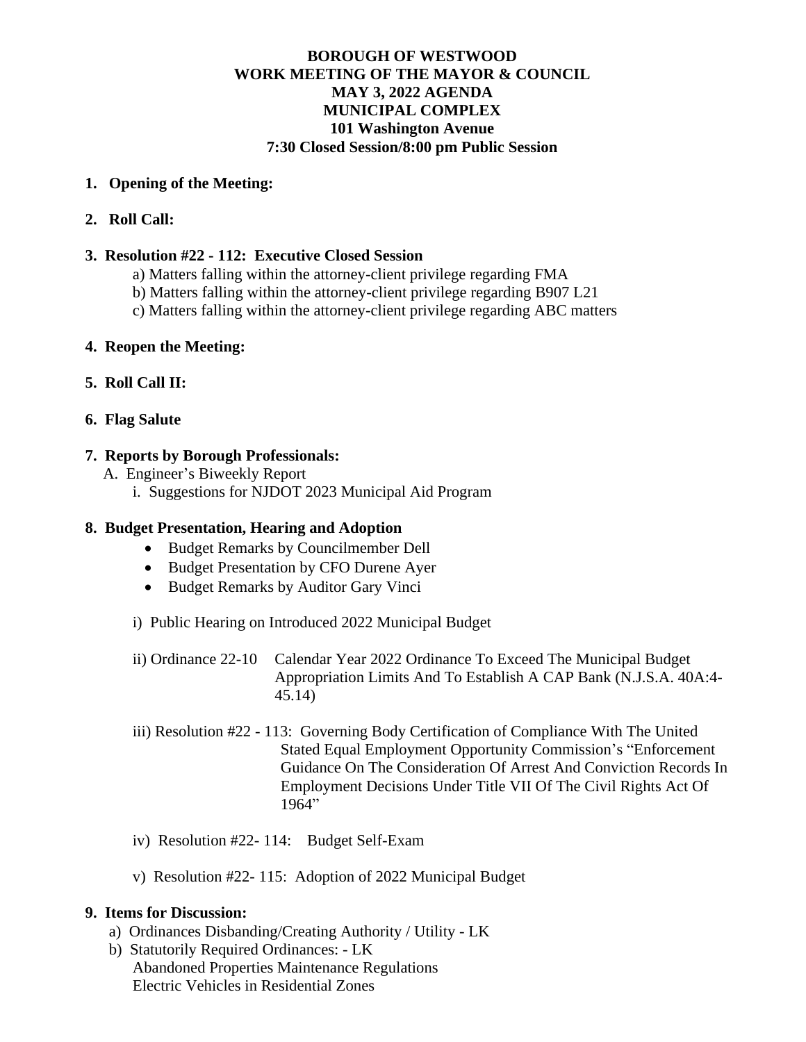# BOROUGH OF WESTWOOD
## WORK MEETING OF THE MAYOR & COUNCIL
## MAY 3, 2022 AGENDA
## MUNICIPAL COMPLEX
## 101 Washington Avenue
## 7:30 Closed Session/8:00 pm Public Session

1. **Opening of the Meeting:**

2. **Roll Call:**

3. **Resolution #22 - 112: Executive Closed Session**
   a) Matters falling within the attorney-client privilege regarding FMA
   b) Matters falling within the attorney-client privilege regarding B907 L21
   c) Matters falling within the attorney-client privilege regarding ABC matters

4. **Reopen the Meeting:**

5. **Roll Call II:**

6. **Flag Salute**

7. **Reports by Borough Professionals:**
   A. Engineer's Biweekly Report
      i. Suggestions for NJDOT 2023 Municipal Aid Program

8. **Budget Presentation, Hearing and Adoption**
   - Budget Remarks by Councilmember Dell
   - Budget Presentation by CFO Durene Ayer
   - Budget Remarks by Auditor Gary Vinci

   i) Public Hearing on Introduced 2022 Municipal Budget

   ii) Ordinance 22-10 Calendar Year 2022 Ordinance To Exceed The Municipal Budget Appropriation Limits And To Establish A CAP Bank (N.J.S.A. 40A:4-45.14)

   iii) Resolution #22 - 113: Governing Body Certification of Compliance With The United Stated Equal Employment Opportunity Commission's "Enforcement Guidance On The Consideration Of Arrest And Conviction Records In Employment Decisions Under Title VII Of The Civil Rights Act Of 1964"

   iv) Resolution #22- 114: Budget Self-Exam

   v) Resolution #22- 115: Adoption of 2022 Municipal Budget

9. **Items for Discussion:**
   a) Ordinances Disbanding/Creating Authority / Utility - LK
   b) Statutorily Required Ordinances: - LK
      Abandoned Properties Maintenance Regulations
      Electric Vehicles in Residential Zones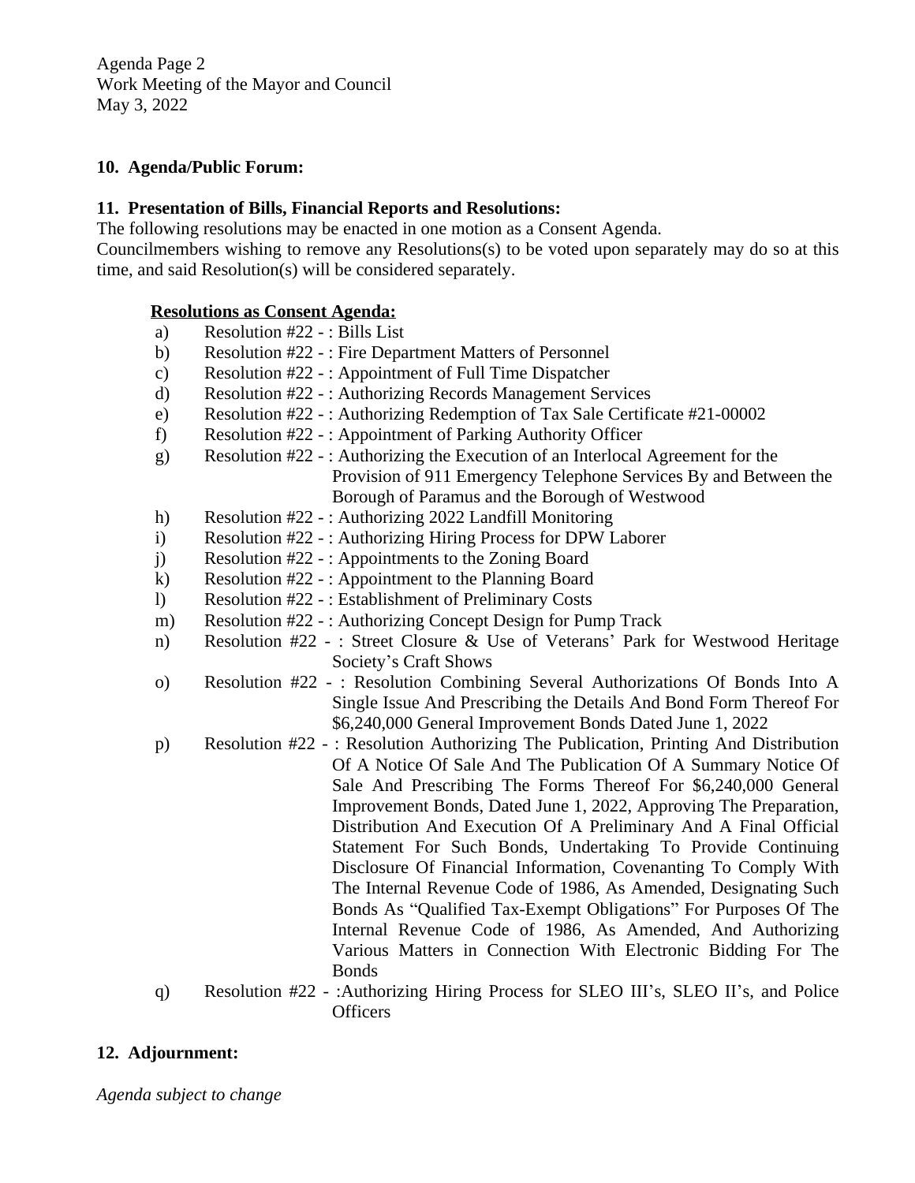## 10. Agenda/Public Forum:

## 11. Presentation of Bills, Financial Reports and Resolutions:

The following resolutions may be enacted in one motion as a Consent Agenda.
Councilmembers wishing to remove any Resolutions(s) to be voted upon separately may do so at this time, and said Resolution(s) will be considered separately.

**Resolutions as Consent Agenda:**

a) Resolution #22 - : Bills List
b) Resolution #22 - : Fire Department Matters of Personnel
c) Resolution #22 - : Appointment of Full Time Dispatcher
d) Resolution #22 - : Authorizing Records Management Services
e) Resolution #22 - : Authorizing Redemption of Tax Sale Certificate #21-00002
f) Resolution #22 - : Appointment of Parking Authority Officer
g) Resolution #22 - : Authorizing the Execution of an Interlocal Agreement for the Provision of 911 Emergency Telephone Services By and Between the Borough of Paramus and the Borough of Westwood
h) Resolution #22 - : Authorizing 2022 Landfill Monitoring
i) Resolution #22 - : Authorizing Hiring Process for DPW Laborer
j) Resolution #22 - : Appointments to the Zoning Board
k) Resolution #22 - : Appointment to the Planning Board
l) Resolution #22 - : Establishment of Preliminary Costs
m) Resolution #22 - : Authorizing Concept Design for Pump Track
n) Resolution #22 - : Street Closure & Use of Veterans' Park for Westwood Heritage Society's Craft Shows
o) Resolution #22 - : Resolution Combining Several Authorizations Of Bonds Into A Single Issue And Prescribing the Details And Bond Form Thereof For $6,240,000 General Improvement Bonds Dated June 1, 2022
p) Resolution #22 - : Resolution Authorizing The Publication, Printing And Distribution Of A Notice Of Sale And The Publication Of A Summary Notice Of Sale And Prescribing The Forms Thereof For $6,240,000 General Improvement Bonds, Dated June 1, 2022, Approving The Preparation, Distribution And Execution Of A Preliminary And A Final Official Statement For Such Bonds, Undertaking To Provide Continuing Disclosure Of Financial Information, Covenanting To Comply With The Internal Revenue Code of 1986, As Amended, Designating Such Bonds As "Qualified Tax-Exempt Obligations" For Purposes Of The Internal Revenue Code of 1986, As Amended, And Authorizing Various Matters in Connection With Electronic Bidding For The Bonds
q) Resolution #22 - :Authorizing Hiring Process for SLEO III's, SLEO II's, and Police Officers

## 12. Adjournment:

*Agenda subject to change*